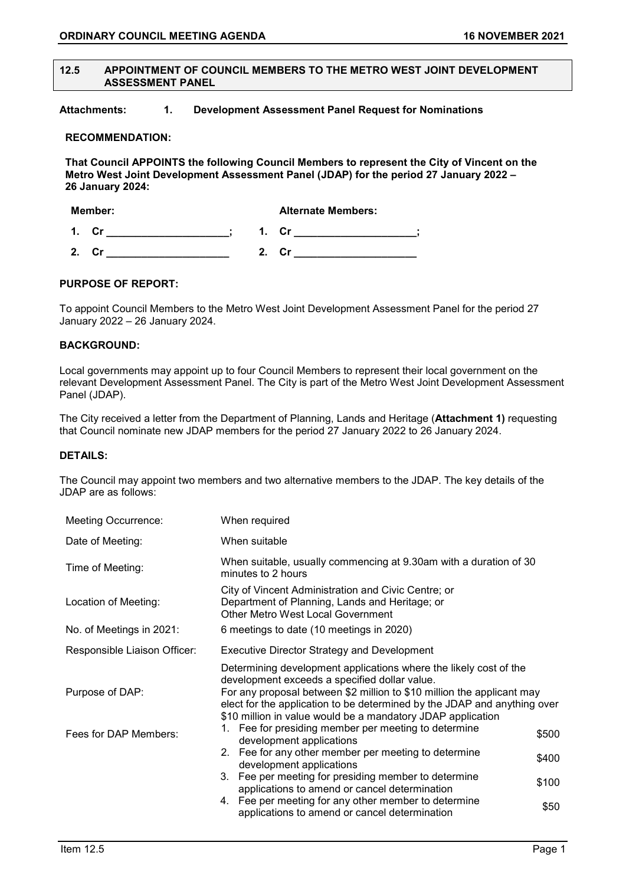## 12.5 APPOINTMENT OF COUNCIL MEMBERS TO THE METRO WEST JOINT DEVELOPMENT ASSESSMENT PANEL

**Attachments: 1. Development Assessment Panel Request for Nominations**

**RECOMMENDATION:**

**That Council APPOINTS the following Council Members to represent the City of Vincent on the Metro West Joint Development Assessment Panel (JDAP) for the period 27 January 2022 – 26 January 2024:**

| **Member:** | **Alternate Members:** |
|---|---|
| **1. Cr ____________________;** | **1. Cr ____________________;** |
| **2. Cr ____________________** | **2. Cr ____________________** |

**PURPOSE OF REPORT:**

To appoint Council Members to the Metro West Joint Development Assessment Panel for the period 27 January 2022 – 26 January 2024.

**BACKGROUND:**

Local governments may appoint up to four Council Members to represent their local government on the relevant Development Assessment Panel. The City is part of the Metro West Joint Development Assessment Panel (JDAP).

The City received a letter from the Department of Planning, Lands and Heritage (**Attachment 1)** requesting that Council nominate new JDAP members for the period 27 January 2022 to 26 January 2024.

**DETAILS:**

The Council may appoint two members and two alternative members to the JDAP. The key details of the JDAP are as follows:

| | | |
|---|---|---|
| Meeting Occurrence: | When required | |
| Date of Meeting: | When suitable | |
| Time of Meeting: | When suitable, usually commencing at 9.30am with a duration of 30 minutes to 2 hours | |
| Location of Meeting: | City of Vincent Administration and Civic Centre; or<br>Department of Planning, Lands and Heritage; or<br>Other Metro West Local Government | |
| No. of Meetings in 2021: | 6 meetings to date (10 meetings in 2020) | |
| Responsible Liaison Officer: | Executive Director Strategy and Development | |
| Purpose of DAP: | Determining development applications where the likely cost of the development exceeds a specified dollar value.<br>For any proposal between $2 million to $10 million the applicant may elect for the application to be determined by the JDAP and anything over $10 million in value would be a mandatory JDAP application | |
| Fees for DAP Members: | 1. Fee for presiding member per meeting to determine development applications | $500 |
| | 2. Fee for any other member per meeting to determine development applications | $400 |
| | 3. Fee per meeting for presiding member to determine applications to amend or cancel determination | $100 |
| | 4. Fee per meeting for any other member to determine applications to amend or cancel determination | $50 |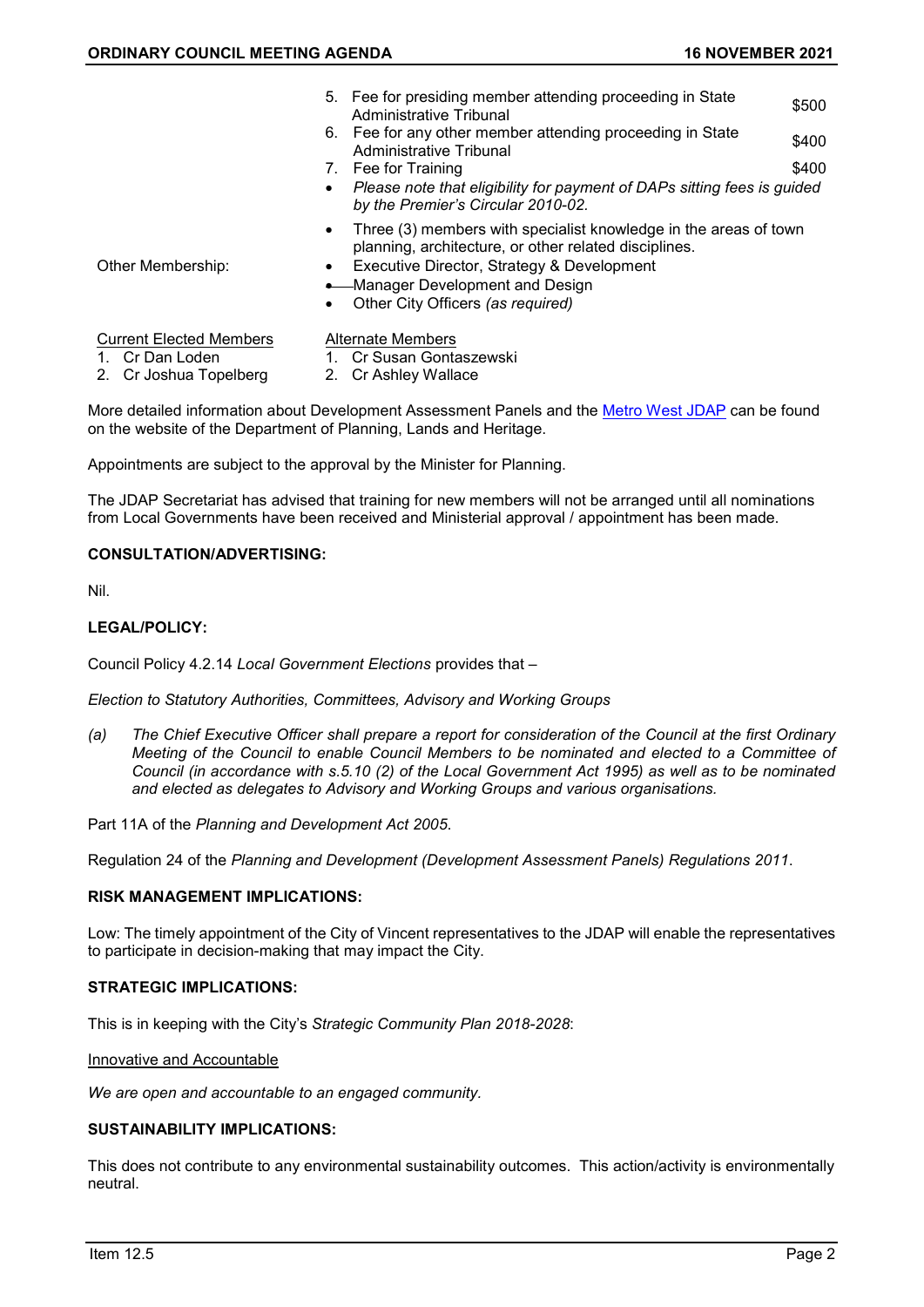5. Fee for presiding member attending proceeding in State Administrative Tribunal — $500
6. Fee for any other member attending proceeding in State Administrative Tribunal — $400
7. Fee for Training — $400

- *Please note that eligibility for payment of DAPs sitting fees is guided by the Premier's Circular 2010-02.*

Other Membership:

- Three (3) members with specialist knowledge in the areas of town planning, architecture, or other related disciplines.
- Executive Director, Strategy & Development
- Manager Development and Design
- Other City Officers *(as required)*

| Current Elected Members | Alternate Members |
|---|---|
| 1. Cr Dan Loden | 1. Cr Susan Gontaszewski |
| 2. Cr Joshua Topelberg | 2. Cr Ashley Wallace |

More detailed information about Development Assessment Panels and the Metro West JDAP can be found on the website of the Department of Planning, Lands and Heritage.

Appointments are subject to the approval by the Minister for Planning.

The JDAP Secretariat has advised that training for new members will not be arranged until all nominations from Local Governments have been received and Ministerial approval / appointment has been made.

**CONSULTATION/ADVERTISING:**

Nil.

**LEGAL/POLICY:**

Council Policy 4.2.14 *Local Government Elections* provides that –

*Election to Statutory Authorities, Committees, Advisory and Working Groups*

*(a) The Chief Executive Officer shall prepare a report for consideration of the Council at the first Ordinary Meeting of the Council to enable Council Members to be nominated and elected to a Committee of Council (in accordance with s.5.10 (2) of the Local Government Act 1995) as well as to be nominated and elected as delegates to Advisory and Working Groups and various organisations.*

Part 11A of the *Planning and Development Act 2005*.

Regulation 24 of the *Planning and Development (Development Assessment Panels) Regulations 2011*.

**RISK MANAGEMENT IMPLICATIONS:**

Low: The timely appointment of the City of Vincent representatives to the JDAP will enable the representatives to participate in decision-making that may impact the City.

**STRATEGIC IMPLICATIONS:**

This is in keeping with the City's *Strategic Community Plan 2018-2028*:

Innovative and Accountable

*We are open and accountable to an engaged community.*

**SUSTAINABILITY IMPLICATIONS:**

This does not contribute to any environmental sustainability outcomes. This action/activity is environmentally neutral.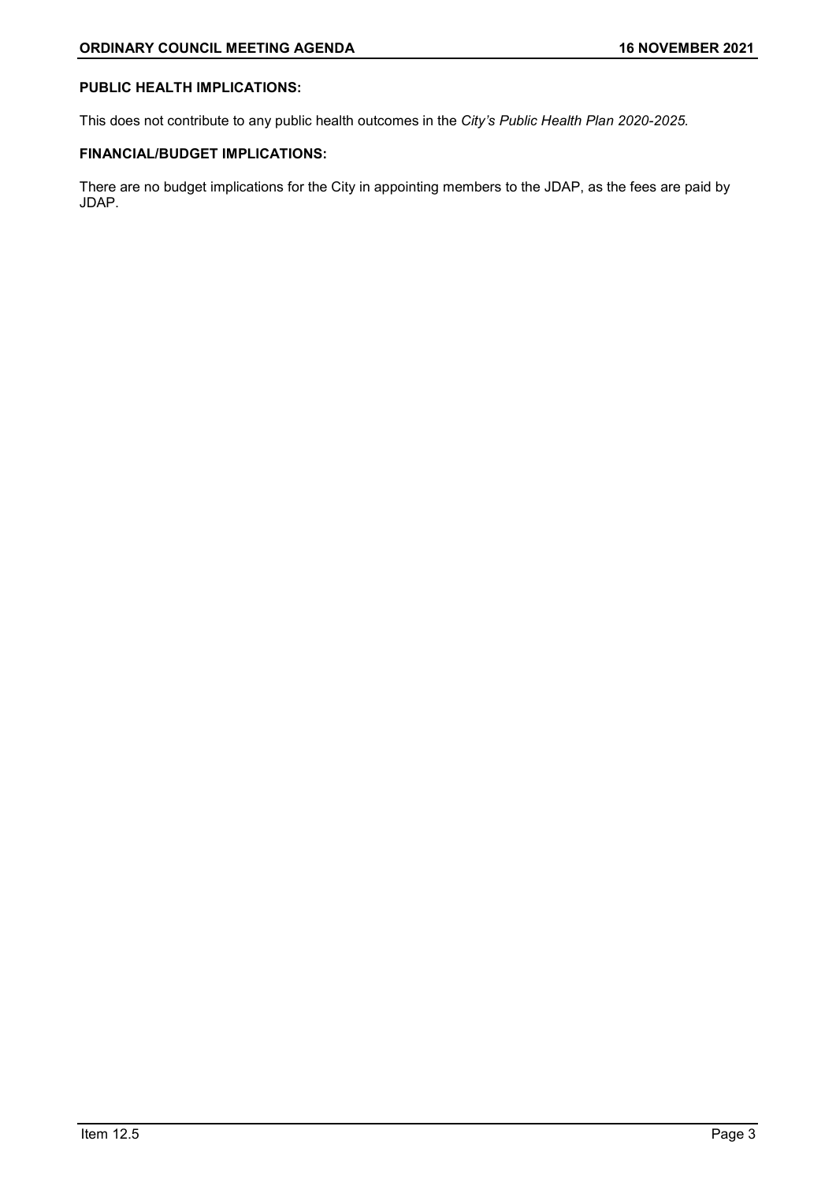**PUBLIC HEALTH IMPLICATIONS:**

This does not contribute to any public health outcomes in the *City's Public Health Plan 2020-2025.*

**FINANCIAL/BUDGET IMPLICATIONS:**

There are no budget implications for the City in appointing members to the JDAP, as the fees are paid by JDAP.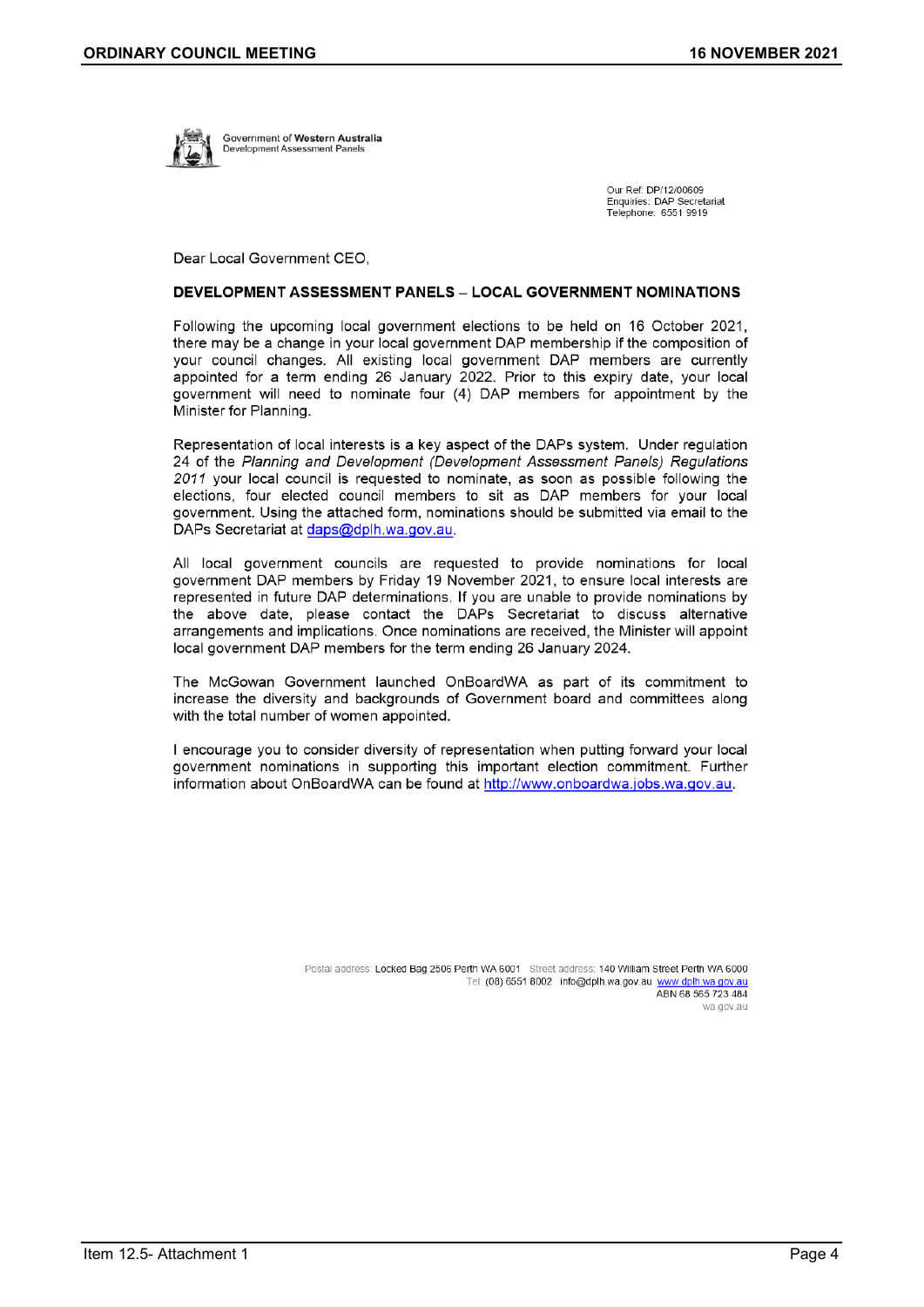Government of **Western Australia**
Development Assessment Panels

Our Ref: DP/12/00609
Enquiries: DAP Secretariat
Telephone: 6551 9919

Dear Local Government CEO,

**DEVELOPMENT ASSESSMENT PANELS – LOCAL GOVERNMENT NOMINATIONS**

Following the upcoming local government elections to be held on 16 October 2021, there may be a change in your local government DAP membership if the composition of your council changes. All existing local government DAP members are currently appointed for a term ending 26 January 2022. Prior to this expiry date, your local government will need to nominate four (4) DAP members for appointment by the Minister for Planning.

Representation of local interests is a key aspect of the DAPs system. Under regulation 24 of the *Planning and Development (Development Assessment Panels) Regulations 2011* your local council is requested to nominate, as soon as possible following the elections, four elected council members to sit as DAP members for your local government. Using the attached form, nominations should be submitted via email to the DAPs Secretariat at daps@dplh.wa.gov.au.

All local government councils are requested to provide nominations for local government DAP members by Friday 19 November 2021, to ensure local interests are represented in future DAP determinations. If you are unable to provide nominations by the above date, please contact the DAPs Secretariat to discuss alternative arrangements and implications. Once nominations are received, the Minister will appoint local government DAP members for the term ending 26 January 2024.

The McGowan Government launched OnBoardWA as part of its commitment to increase the diversity and backgrounds of Government board and committees along with the total number of women appointed.

I encourage you to consider diversity of representation when putting forward your local government nominations in supporting this important election commitment. Further information about OnBoardWA can be found at http://www.onboardwa.jobs.wa.gov.au.

Postal address: Locked Bag 2506 Perth WA 6001 Street address: 140 William Street Perth WA 6000
Tel: (08) 6551 8002 info@dplh.wa.gov.au www.dplh.wa.gov.au
ABN 68 565 723 484
wa.gov.au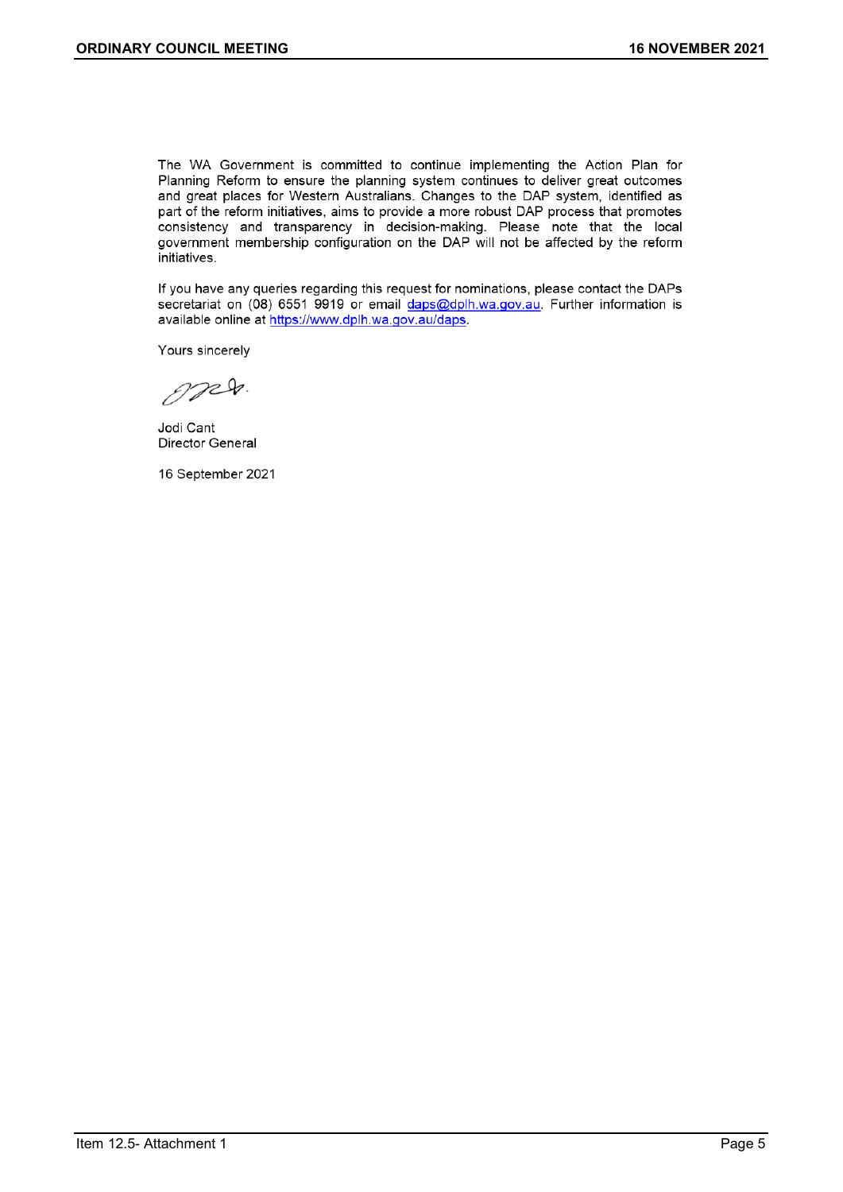The WA Government is committed to continue implementing the Action Plan for Planning Reform to ensure the planning system continues to deliver great outcomes and great places for Western Australians. Changes to the DAP system, identified as part of the reform initiatives, aims to provide a more robust DAP process that promotes consistency and transparency in decision-making. Please note that the local government membership configuration on the DAP will not be affected by the reform initiatives.

If you have any queries regarding this request for nominations, please contact the DAPs secretariat on (08) 6551 9919 or email daps@dplh.wa.gov.au. Further information is available online at https://www.dplh.wa.gov.au/daps.

Yours sincerely

Jodi Cant
Director General

16 September 2021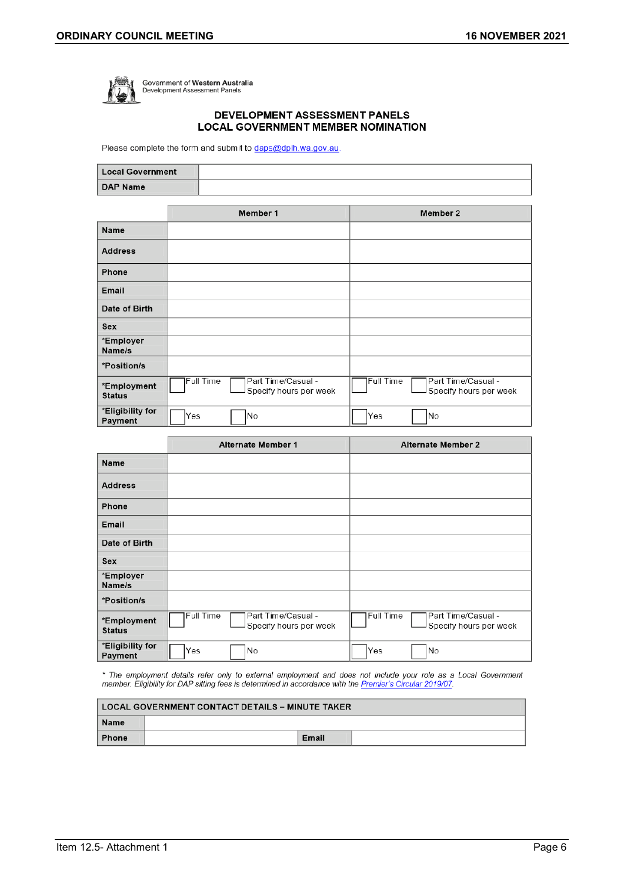Government of **Western Australia**
Development Assessment Panels

## DEVELOPMENT ASSESSMENT PANELS
## LOCAL GOVERNMENT MEMBER NOMINATION

Please complete the form and submit to daps@dplh.wa.gov.au.

| | |
|---|---|
| **Local Government** | |
| **DAP Name** | |

| | **Member 1** | **Member 2** |
|---|---|---|
| **Name** | | |
| **Address** | | |
| **Phone** | | |
| **Email** | | |
| **Date of Birth** | | |
| **Sex** | | |
| ***Employer Name/s** | | |
| ***Position/s** | | |
| ***Employment Status** | ☐ Full Time ☐ Part Time/Casual - Specify hours per week | ☐ Full Time ☐ Part Time/Casual - Specify hours per week |
| ***Eligibility for Payment** | ☐ Yes ☐ No | ☐ Yes ☐ No |

| | **Alternate Member 1** | **Alternate Member 2** |
|---|---|---|
| **Name** | | |
| **Address** | | |
| **Phone** | | |
| **Email** | | |
| **Date of Birth** | | |
| **Sex** | | |
| ***Employer Name/s** | | |
| ***Position/s** | | |
| ***Employment Status** | ☐ Full Time ☐ Part Time/Casual - Specify hours per week | ☐ Full Time ☐ Part Time/Casual - Specify hours per week |
| ***Eligibility for Payment** | ☐ Yes ☐ No | ☐ Yes ☐ No |

*\* The employment details refer only to external employment and does not include your role as a Local Government member. Eligibility for DAP sitting fees is determined in accordance with the Premier's Circular 2019/07.*

| **LOCAL GOVERNMENT CONTACT DETAILS – MINUTE TAKER** | | | |
|---|---|---|---|
| **Name** | | | |
| **Phone** | | **Email** | |